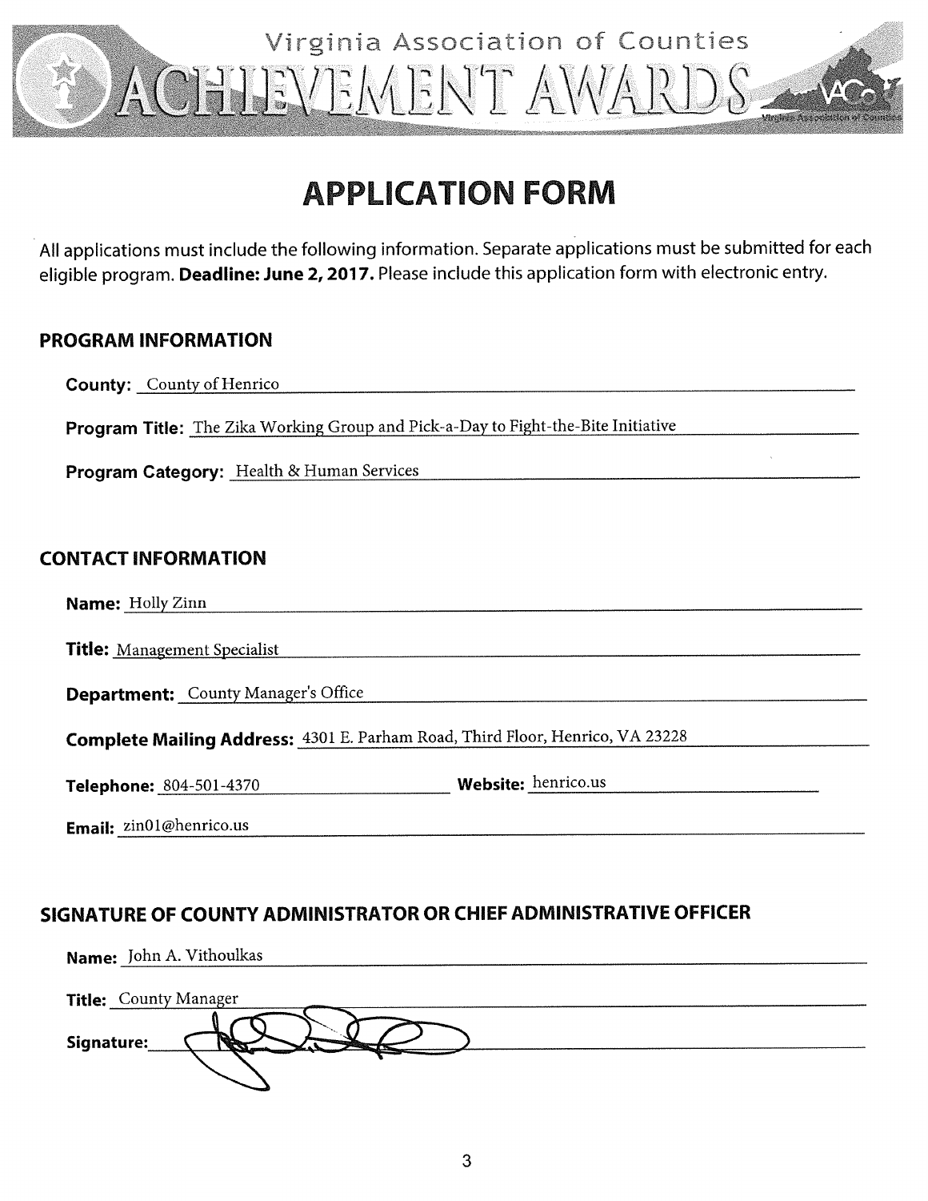Virginia Association of Counties

ACHIEVEMENT AWARDS

# APPLICATION FORM

All applications must include the following information. Separate applications must be submitted for each eligible program. **Deadline: June 2, 2017.** Please include this application form with electronic entry.

## PROGRAM INFORMATION

**County:** County of Henrico

**Program Title:** The Zika Working Group and Pick-a-Day to Fight-the-Bite Initiative

**Program Category:** Health & Human Services

## CONTACT INFORMATION

**Name:** Holly Zinn

**Title:** Management Specialist

**Department:** County Manager's Office

**Complete Mailing Address:** 4301 E. Parham Road, Third Floor, Henrico, VA 23228

**Telephone:** 804-501-4370 **Website:** henrico.us

**Email:** zin01@henrico.us

## SIGNATURE OF COUNTY ADMINISTRATOR OR CHIEF ADMINISTRATIVE OFFICER

**Name:** John A. Vithoulkas

**Title:** County Manager

**Signature:**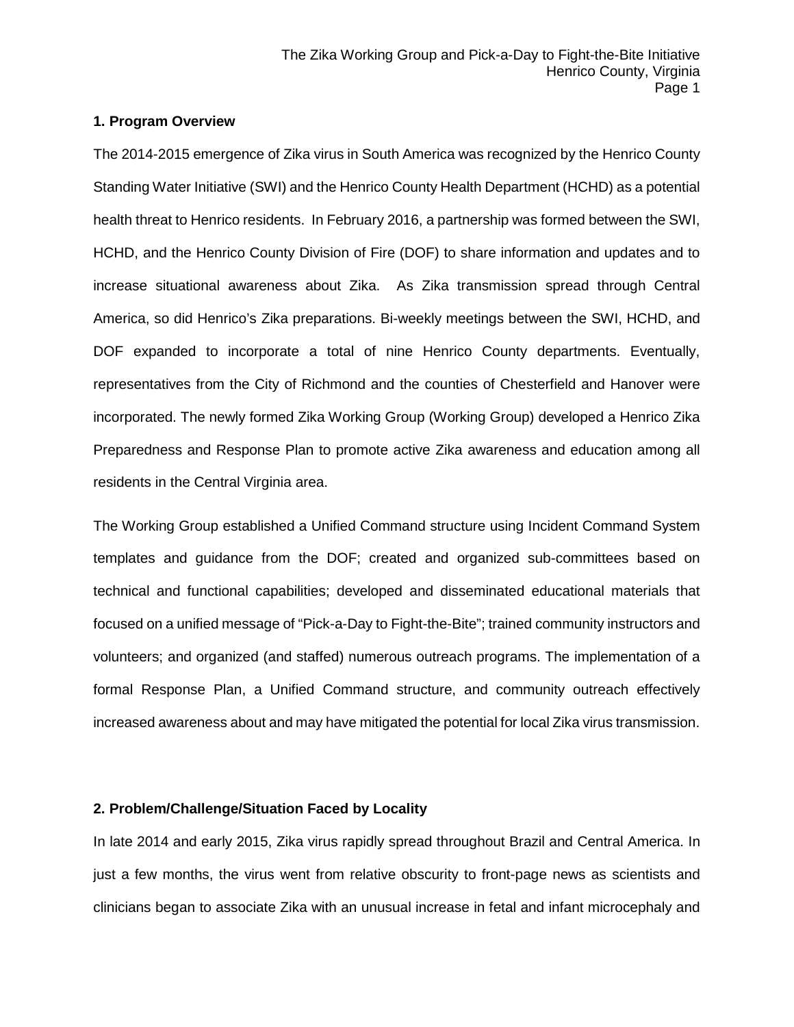### 1. Program Overview

The 2014-2015 emergence of Zika virus in South America was recognized by the Henrico County Standing Water Initiative (SWI) and the Henrico County Health Department (HCHD) as a potential health threat to Henrico residents. In February 2016, a partnership was formed between the SWI, HCHD, and the Henrico County Division of Fire (DOF) to share information and updates and to increase situational awareness about Zika. As Zika transmission spread through Central America, so did Henrico's Zika preparations. Bi-weekly meetings between the SWI, HCHD, and DOF expanded to incorporate a total of nine Henrico County departments. Eventually, representatives from the City of Richmond and the counties of Chesterfield and Hanover were incorporated. The newly formed Zika Working Group (Working Group) developed a Henrico Zika Preparedness and Response Plan to promote active Zika awareness and education among all residents in the Central Virginia area.

The Working Group established a Unified Command structure using Incident Command System templates and guidance from the DOF; created and organized sub-committees based on technical and functional capabilities; developed and disseminated educational materials that focused on a unified message of "Pick-a-Day to Fight-the-Bite"; trained community instructors and volunteers; and organized (and staffed) numerous outreach programs. The implementation of a formal Response Plan, a Unified Command structure, and community outreach effectively increased awareness about and may have mitigated the potential for local Zika virus transmission.

### 2. Problem/Challenge/Situation Faced by Locality

In late 2014 and early 2015, Zika virus rapidly spread throughout Brazil and Central America. In just a few months, the virus went from relative obscurity to front-page news as scientists and clinicians began to associate Zika with an unusual increase in fetal and infant microcephaly and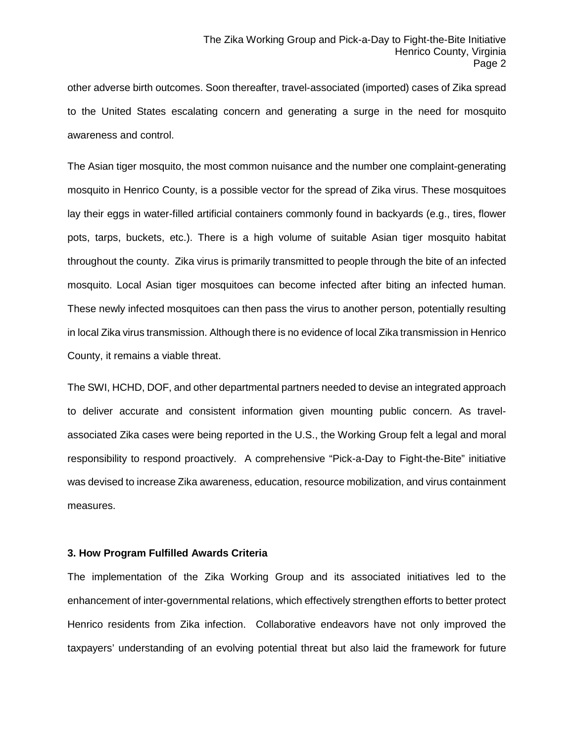other adverse birth outcomes. Soon thereafter, travel-associated (imported) cases of Zika spread to the United States escalating concern and generating a surge in the need for mosquito awareness and control.

The Asian tiger mosquito, the most common nuisance and the number one complaint-generating mosquito in Henrico County, is a possible vector for the spread of Zika virus. These mosquitoes lay their eggs in water-filled artificial containers commonly found in backyards (e.g., tires, flower pots, tarps, buckets, etc.). There is a high volume of suitable Asian tiger mosquito habitat throughout the county. Zika virus is primarily transmitted to people through the bite of an infected mosquito. Local Asian tiger mosquitoes can become infected after biting an infected human. These newly infected mosquitoes can then pass the virus to another person, potentially resulting in local Zika virus transmission. Although there is no evidence of local Zika transmission in Henrico County, it remains a viable threat.

The SWI, HCHD, DOF, and other departmental partners needed to devise an integrated approach to deliver accurate and consistent information given mounting public concern. As travel-associated Zika cases were being reported in the U.S., the Working Group felt a legal and moral responsibility to respond proactively. A comprehensive "Pick-a-Day to Fight-the-Bite" initiative was devised to increase Zika awareness, education, resource mobilization, and virus containment measures.

### 3. How Program Fulfilled Awards Criteria

The implementation of the Zika Working Group and its associated initiatives led to the enhancement of inter-governmental relations, which effectively strengthen efforts to better protect Henrico residents from Zika infection. Collaborative endeavors have not only improved the taxpayers' understanding of an evolving potential threat but also laid the framework for future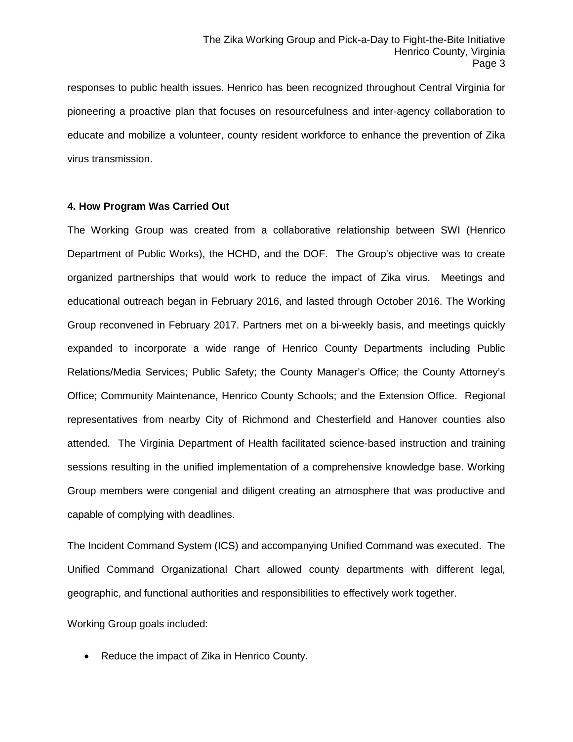responses to public health issues. Henrico has been recognized throughout Central Virginia for pioneering a proactive plan that focuses on resourcefulness and inter-agency collaboration to educate and mobilize a volunteer, county resident workforce to enhance the prevention of Zika virus transmission.

**4. How Program Was Carried Out**

The Working Group was created from a collaborative relationship between SWI (Henrico Department of Public Works), the HCHD, and the DOF. The Group's objective was to create organized partnerships that would work to reduce the impact of Zika virus. Meetings and educational outreach began in February 2016, and lasted through October 2016. The Working Group reconvened in February 2017. Partners met on a bi-weekly basis, and meetings quickly expanded to incorporate a wide range of Henrico County Departments including Public Relations/Media Services; Public Safety; the County Manager's Office; the County Attorney's Office; Community Maintenance, Henrico County Schools; and the Extension Office. Regional representatives from nearby City of Richmond and Chesterfield and Hanover counties also attended. The Virginia Department of Health facilitated science-based instruction and training sessions resulting in the unified implementation of a comprehensive knowledge base. Working Group members were congenial and diligent creating an atmosphere that was productive and capable of complying with deadlines.

The Incident Command System (ICS) and accompanying Unified Command was executed. The Unified Command Organizational Chart allowed county departments with different legal, geographic, and functional authorities and responsibilities to effectively work together.

Working Group goals included:

- Reduce the impact of Zika in Henrico County.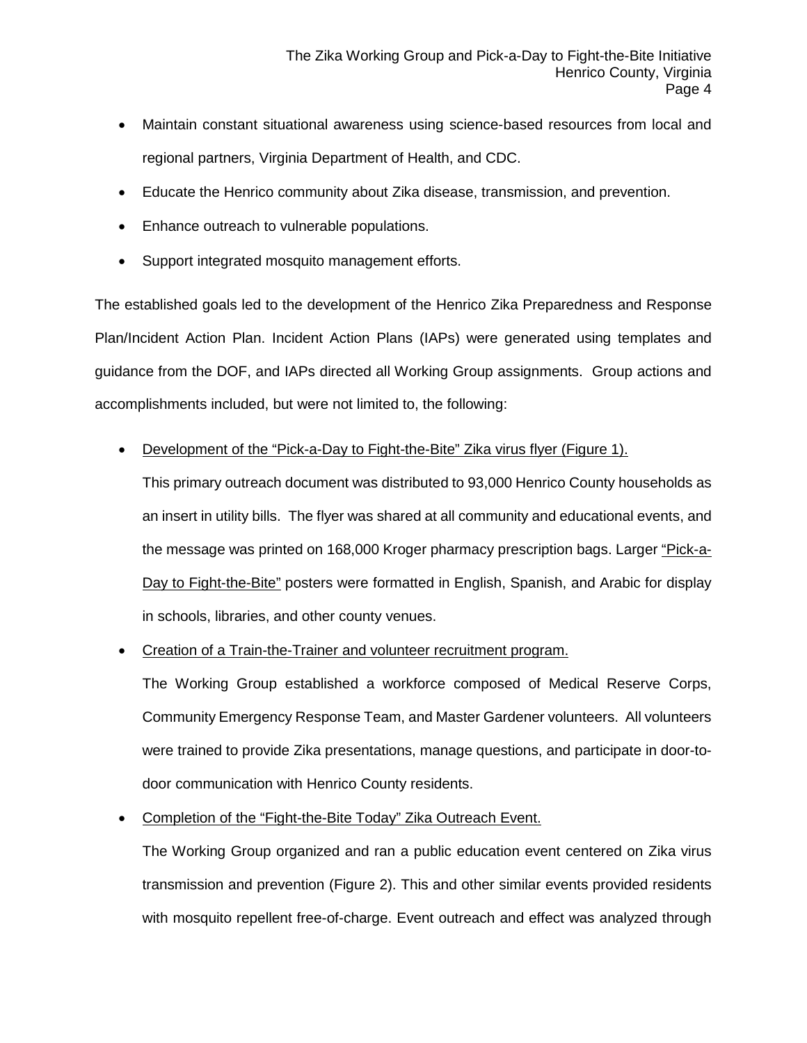- Maintain constant situational awareness using science-based resources from local and regional partners, Virginia Department of Health, and CDC.
- Educate the Henrico community about Zika disease, transmission, and prevention.
- Enhance outreach to vulnerable populations.
- Support integrated mosquito management efforts.

The established goals led to the development of the Henrico Zika Preparedness and Response Plan/Incident Action Plan. Incident Action Plans (IAPs) were generated using templates and guidance from the DOF, and IAPs directed all Working Group assignments. Group actions and accomplishments included, but were not limited to, the following:

- <u>Development of the "Pick-a-Day to Fight-the-Bite" Zika virus flyer (Figure 1).</u>

  This primary outreach document was distributed to 93,000 Henrico County households as an insert in utility bills. The flyer was shared at all community and educational events, and the message was printed on 168,000 Kroger pharmacy prescription bags. Larger <u>"Pick-a-Day to Fight-the-Bite"</u> posters were formatted in English, Spanish, and Arabic for display in schools, libraries, and other county venues.

- <u>Creation of a Train-the-Trainer and volunteer recruitment program.</u>

  The Working Group established a workforce composed of Medical Reserve Corps, Community Emergency Response Team, and Master Gardener volunteers. All volunteers were trained to provide Zika presentations, manage questions, and participate in door-to-door communication with Henrico County residents.

- <u>Completion of the "Fight-the-Bite Today" Zika Outreach Event.</u>

  The Working Group organized and ran a public education event centered on Zika virus transmission and prevention (Figure 2). This and other similar events provided residents with mosquito repellent free-of-charge. Event outreach and effect was analyzed through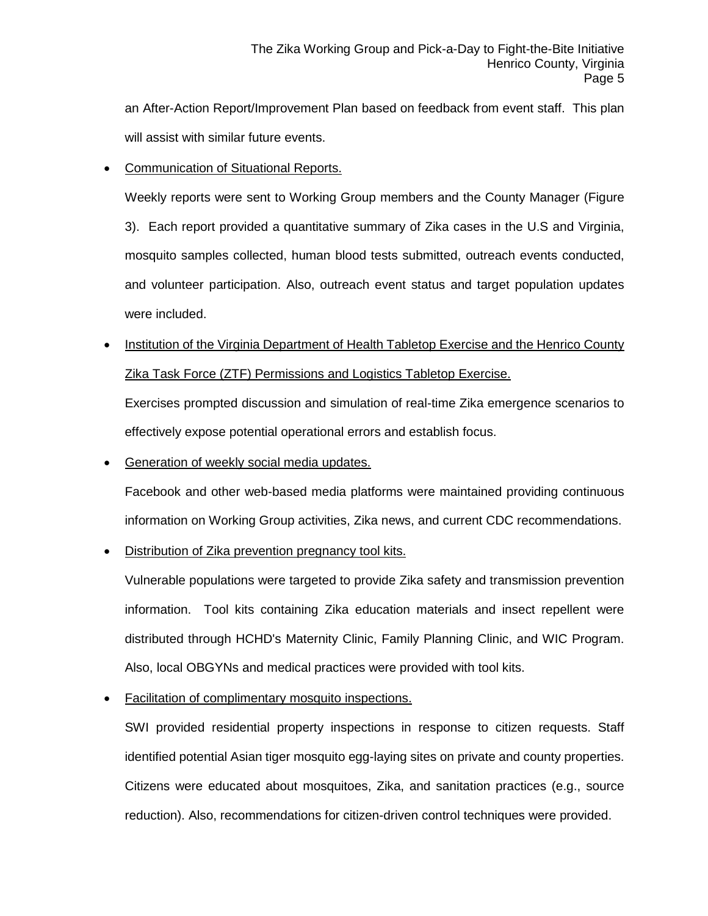an After-Action Report/Improvement Plan based on feedback from event staff. This plan will assist with similar future events.

- Communication of Situational Reports.

  Weekly reports were sent to Working Group members and the County Manager (Figure 3). Each report provided a quantitative summary of Zika cases in the U.S and Virginia, mosquito samples collected, human blood tests submitted, outreach events conducted, and volunteer participation. Also, outreach event status and target population updates were included.

- Institution of the Virginia Department of Health Tabletop Exercise and the Henrico County Zika Task Force (ZTF) Permissions and Logistics Tabletop Exercise.

  Exercises prompted discussion and simulation of real-time Zika emergence scenarios to effectively expose potential operational errors and establish focus.

- Generation of weekly social media updates.

  Facebook and other web-based media platforms were maintained providing continuous information on Working Group activities, Zika news, and current CDC recommendations.

- Distribution of Zika prevention pregnancy tool kits.

  Vulnerable populations were targeted to provide Zika safety and transmission prevention information. Tool kits containing Zika education materials and insect repellent were distributed through HCHD's Maternity Clinic, Family Planning Clinic, and WIC Program. Also, local OBGYNs and medical practices were provided with tool kits.

- Facilitation of complimentary mosquito inspections.

  SWI provided residential property inspections in response to citizen requests. Staff identified potential Asian tiger mosquito egg-laying sites on private and county properties. Citizens were educated about mosquitoes, Zika, and sanitation practices (e.g., source reduction). Also, recommendations for citizen-driven control techniques were provided.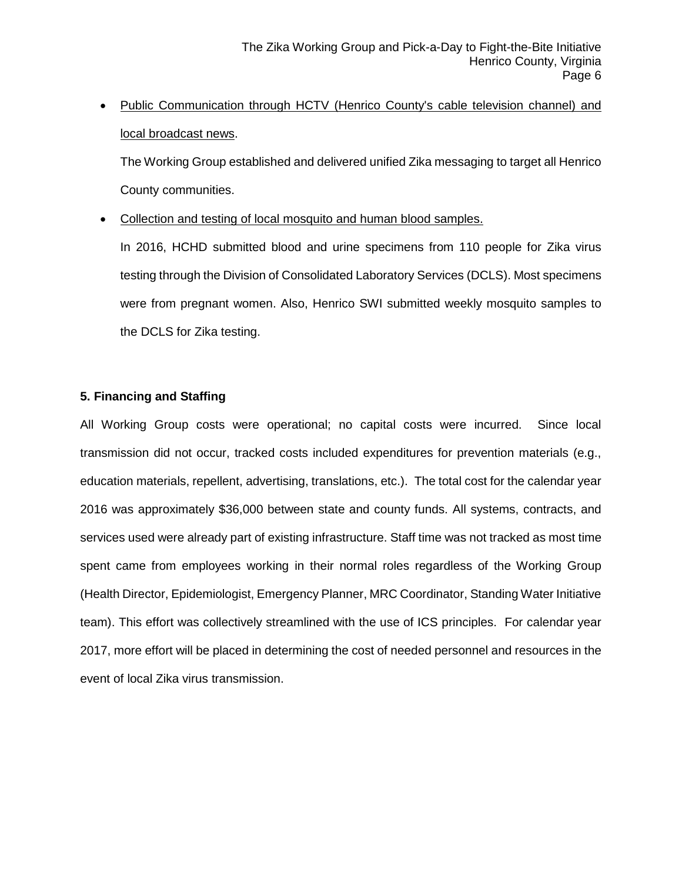- Public Communication through HCTV (Henrico County's cable television channel) and local broadcast news.

  The Working Group established and delivered unified Zika messaging to target all Henrico County communities.

- Collection and testing of local mosquito and human blood samples.

  In 2016, HCHD submitted blood and urine specimens from 110 people for Zika virus testing through the Division of Consolidated Laboratory Services (DCLS). Most specimens were from pregnant women. Also, Henrico SWI submitted weekly mosquito samples to the DCLS for Zika testing.

**5. Financing and Staffing**

All Working Group costs were operational; no capital costs were incurred. Since local transmission did not occur, tracked costs included expenditures for prevention materials (e.g., education materials, repellent, advertising, translations, etc.). The total cost for the calendar year 2016 was approximately $36,000 between state and county funds. All systems, contracts, and services used were already part of existing infrastructure. Staff time was not tracked as most time spent came from employees working in their normal roles regardless of the Working Group (Health Director, Epidemiologist, Emergency Planner, MRC Coordinator, Standing Water Initiative team). This effort was collectively streamlined with the use of ICS principles. For calendar year 2017, more effort will be placed in determining the cost of needed personnel and resources in the event of local Zika virus transmission.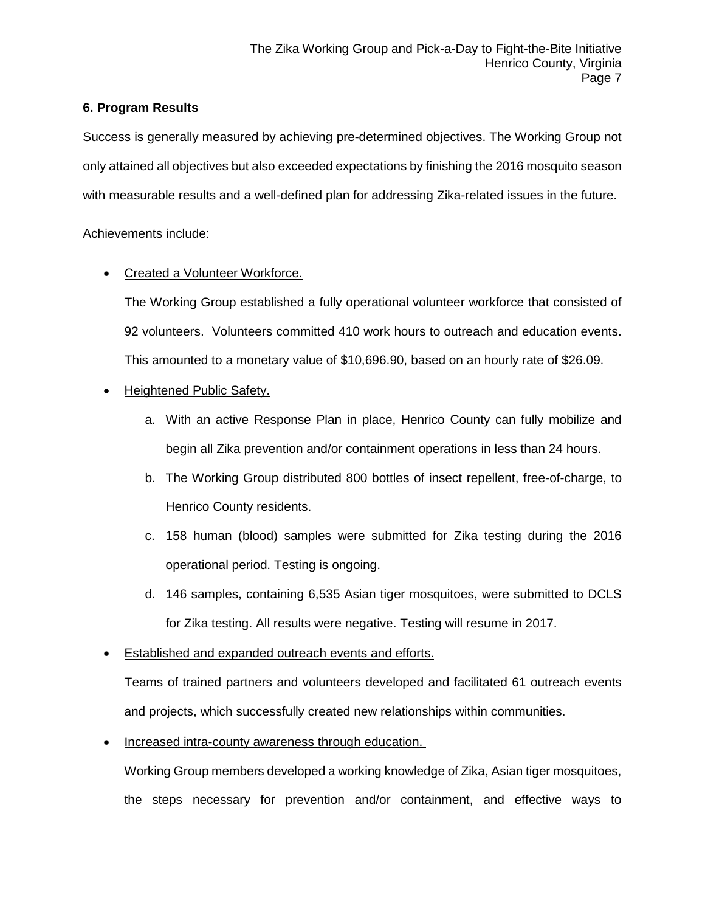## 6. Program Results

Success is generally measured by achieving pre-determined objectives. The Working Group not only attained all objectives but also exceeded expectations by finishing the 2016 mosquito season with measurable results and a well-defined plan for addressing Zika-related issues in the future.

Achievements include:

- Created a Volunteer Workforce.

  The Working Group established a fully operational volunteer workforce that consisted of 92 volunteers. Volunteers committed 410 work hours to outreach and education events. This amounted to a monetary value of $10,696.90, based on an hourly rate of $26.09.

- Heightened Public Safety.

  a. With an active Response Plan in place, Henrico County can fully mobilize and begin all Zika prevention and/or containment operations in less than 24 hours.

  b. The Working Group distributed 800 bottles of insect repellent, free-of-charge, to Henrico County residents.

  c. 158 human (blood) samples were submitted for Zika testing during the 2016 operational period. Testing is ongoing.

  d. 146 samples, containing 6,535 Asian tiger mosquitoes, were submitted to DCLS for Zika testing. All results were negative. Testing will resume in 2017.

- Established and expanded outreach events and efforts.

  Teams of trained partners and volunteers developed and facilitated 61 outreach events and projects, which successfully created new relationships within communities.

- Increased intra-county awareness through education.

  Working Group members developed a working knowledge of Zika, Asian tiger mosquitoes, the steps necessary for prevention and/or containment, and effective ways to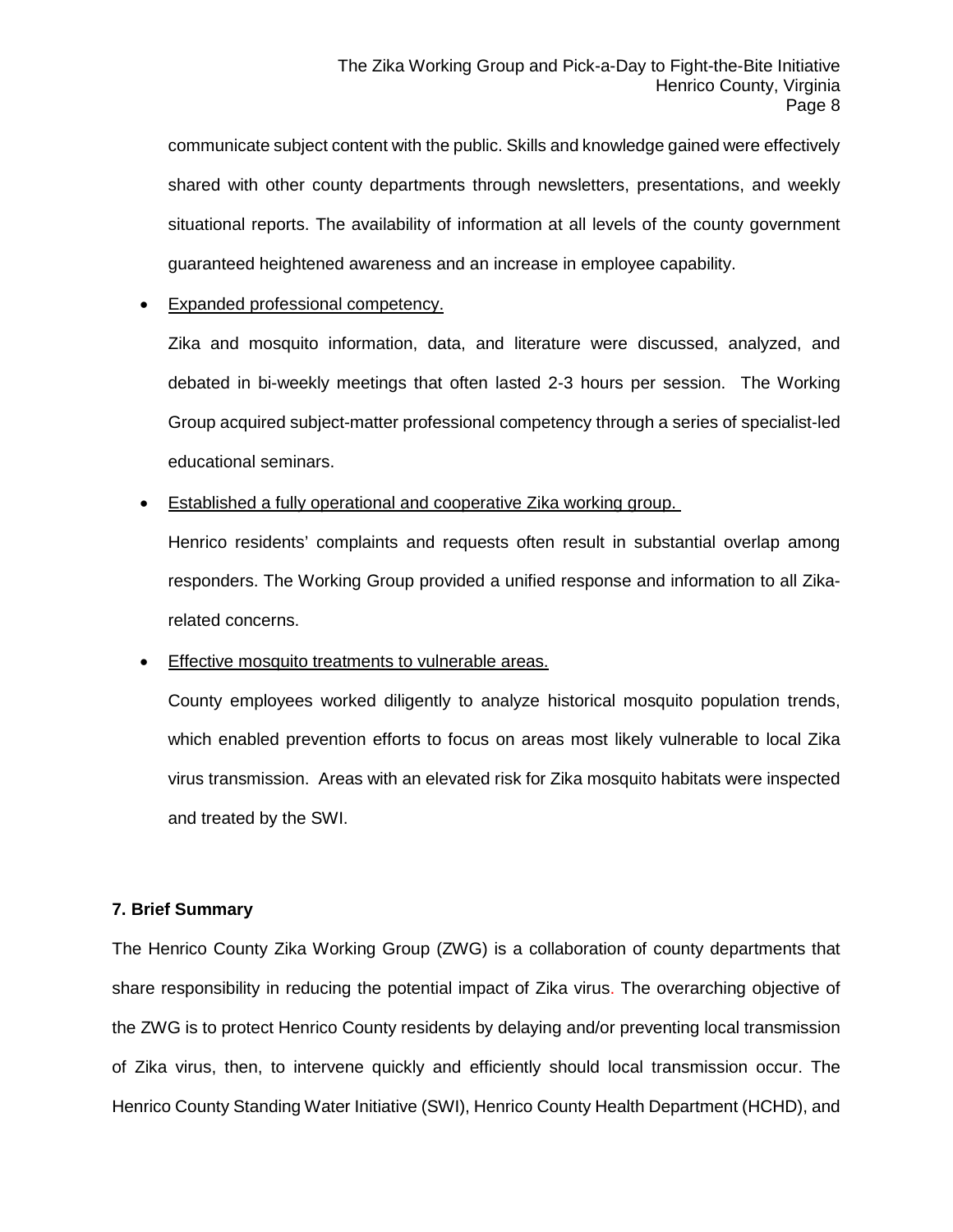communicate subject content with the public. Skills and knowledge gained were effectively shared with other county departments through newsletters, presentations, and weekly situational reports. The availability of information at all levels of the county government guaranteed heightened awareness and an increase in employee capability.

- Expanded professional competency.

  Zika and mosquito information, data, and literature were discussed, analyzed, and debated in bi-weekly meetings that often lasted 2-3 hours per session. The Working Group acquired subject-matter professional competency through a series of specialist-led educational seminars.

- Established a fully operational and cooperative Zika working group.

  Henrico residents' complaints and requests often result in substantial overlap among responders. The Working Group provided a unified response and information to all Zika-related concerns.

- Effective mosquito treatments to vulnerable areas.

  County employees worked diligently to analyze historical mosquito population trends, which enabled prevention efforts to focus on areas most likely vulnerable to local Zika virus transmission. Areas with an elevated risk for Zika mosquito habitats were inspected and treated by the SWI.

**7. Brief Summary**

The Henrico County Zika Working Group (ZWG) is a collaboration of county departments that share responsibility in reducing the potential impact of Zika virus. The overarching objective of the ZWG is to protect Henrico County residents by delaying and/or preventing local transmission of Zika virus, then, to intervene quickly and efficiently should local transmission occur. The Henrico County Standing Water Initiative (SWI), Henrico County Health Department (HCHD), and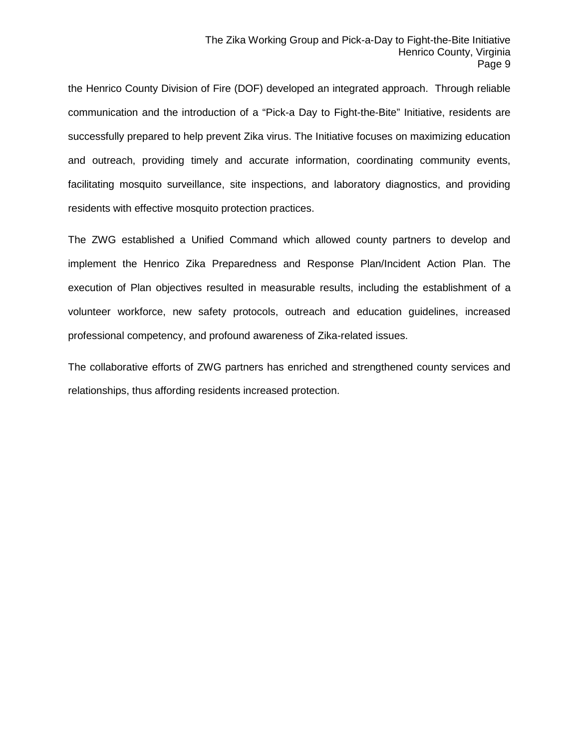the Henrico County Division of Fire (DOF) developed an integrated approach. Through reliable communication and the introduction of a "Pick-a Day to Fight-the-Bite" Initiative, residents are successfully prepared to help prevent Zika virus. The Initiative focuses on maximizing education and outreach, providing timely and accurate information, coordinating community events, facilitating mosquito surveillance, site inspections, and laboratory diagnostics, and providing residents with effective mosquito protection practices.

The ZWG established a Unified Command which allowed county partners to develop and implement the Henrico Zika Preparedness and Response Plan/Incident Action Plan. The execution of Plan objectives resulted in measurable results, including the establishment of a volunteer workforce, new safety protocols, outreach and education guidelines, increased professional competency, and profound awareness of Zika-related issues.

The collaborative efforts of ZWG partners has enriched and strengthened county services and relationships, thus affording residents increased protection.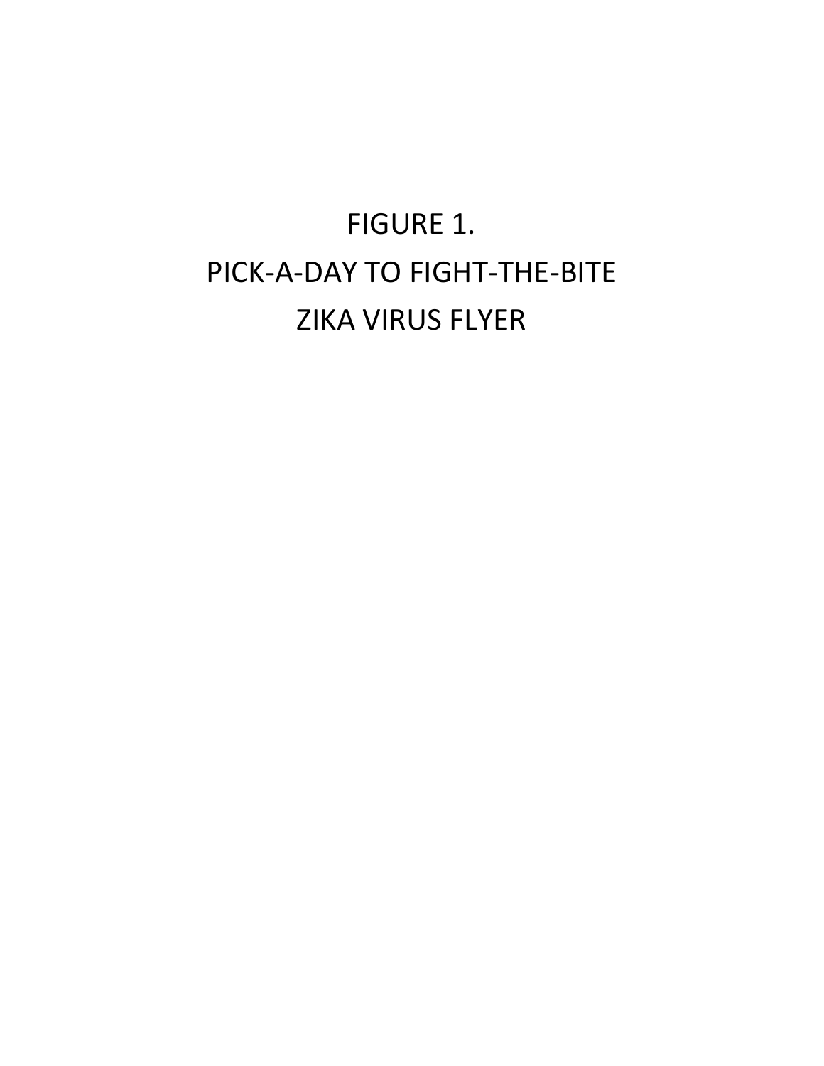FIGURE 1.

PICK-A-DAY TO FIGHT-THE-BITE

ZIKA VIRUS FLYER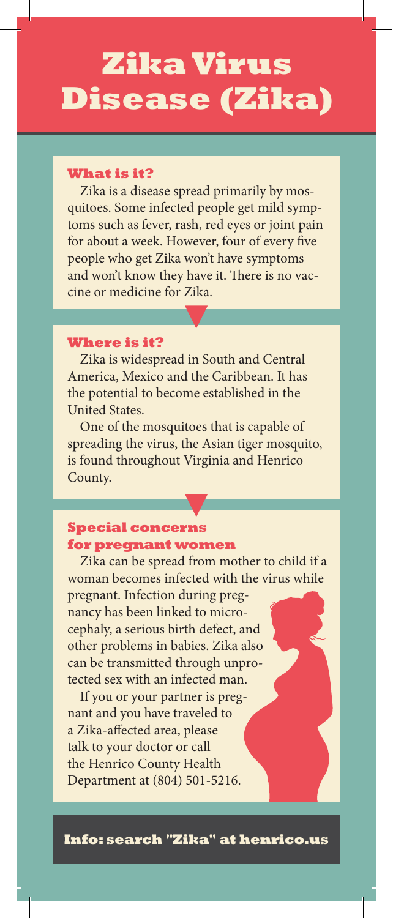# Zika Virus Disease (Zika)

### What is it?

Zika is a disease spread primarily by mosquitoes. Some infected people get mild symptoms such as fever, rash, red eyes or joint pain for about a week. However, four of every five people who get Zika won't have symptoms and won't know they have it. There is no vaccine or medicine for Zika.

### Where is it?

Zika is widespread in South and Central America, Mexico and the Caribbean. It has the potential to become established in the United States.

One of the mosquitoes that is capable of spreading the virus, the Asian tiger mosquito, is found throughout Virginia and Henrico County.

### Special concerns for pregnant women

Zika can be spread from mother to child if a woman becomes infected with the virus while pregnant. Infection during pregnancy has been linked to microcephaly, a serious birth defect, and other problems in babies. Zika also can be transmitted through unprotected sex with an infected man.

If you or your partner is pregnant and you have traveled to a Zika-affected area, please talk to your doctor or call the Henrico County Health Department at (804) 501-5216.

**Info: search "Zika" at henrico.us**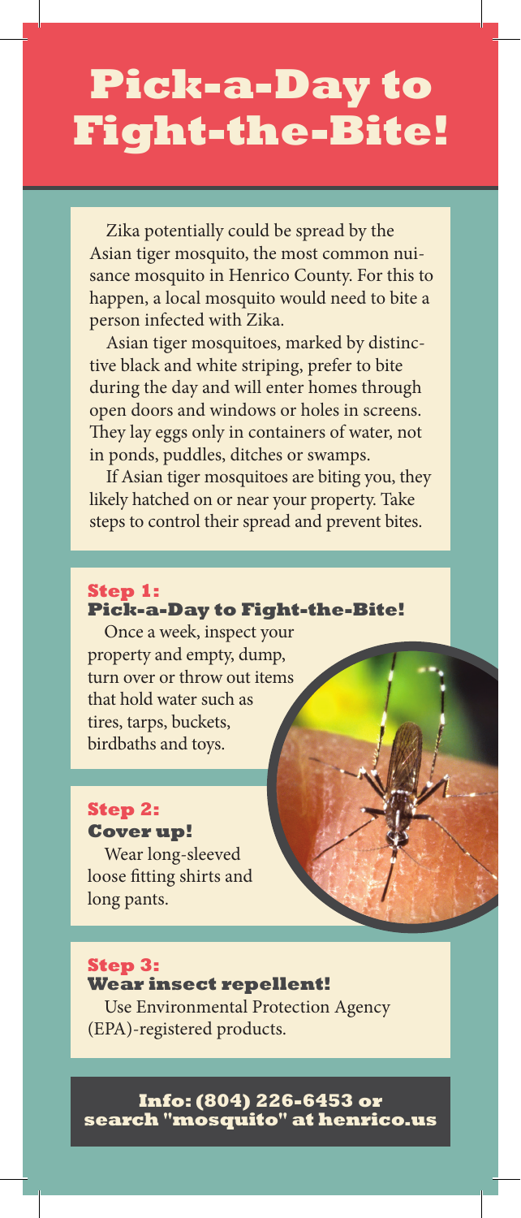# Pick-a-Day to Fight-the-Bite!

Zika potentially could be spread by the Asian tiger mosquito, the most common nuisance mosquito in Henrico County. For this to happen, a local mosquito would need to bite a person infected with Zika.

Asian tiger mosquitoes, marked by distinctive black and white striping, prefer to bite during the day and will enter homes through open doors and windows or holes in screens. They lay eggs only in containers of water, not in ponds, puddles, ditches or swamps.

If Asian tiger mosquitoes are biting you, they likely hatched on or near your property. Take steps to control their spread and prevent bites.

### Step 1:
### Pick-a-Day to Fight-the-Bite!

Once a week, inspect your property and empty, dump, turn over or throw out items that hold water such as tires, tarps, buckets, birdbaths and toys.

### Step 2:
### Cover up!

Wear long-sleeved loose fitting shirts and long pants.

### Step 3:
### Wear insect repellent!

Use Environmental Protection Agency (EPA)-registered products.

**Info: (804) 226-6453 or search "mosquito" at henrico.us**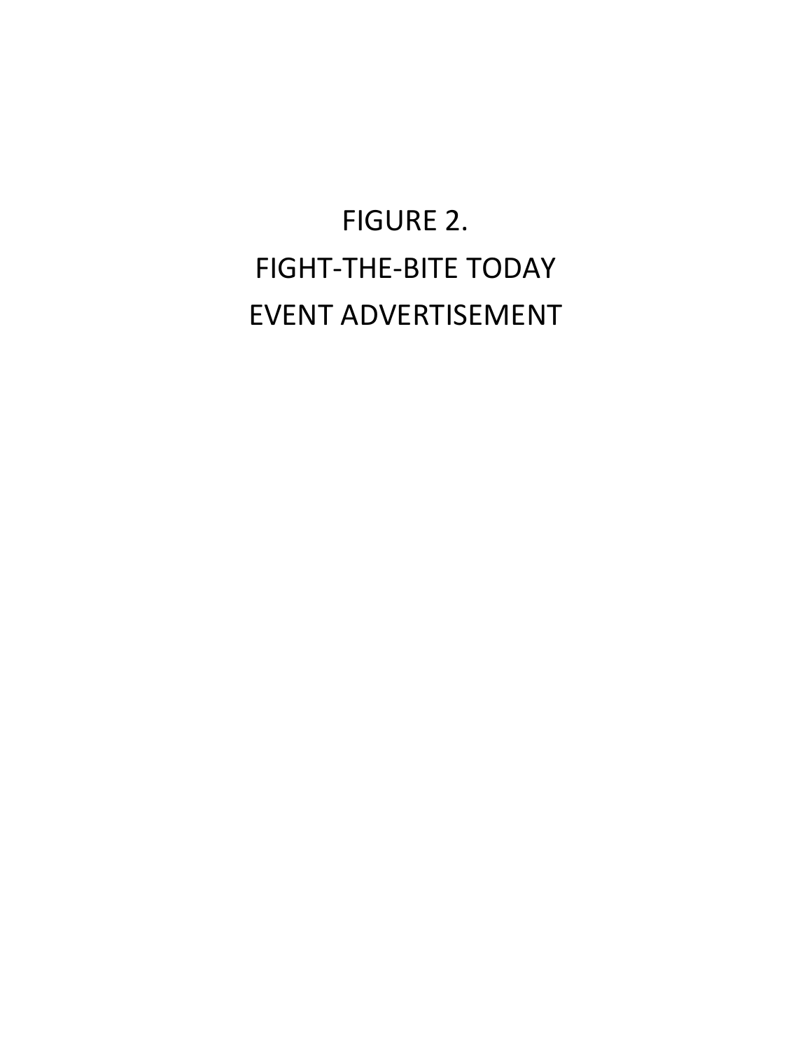# FIGURE 2.
# FIGHT-THE-BITE TODAY
# EVENT ADVERTISEMENT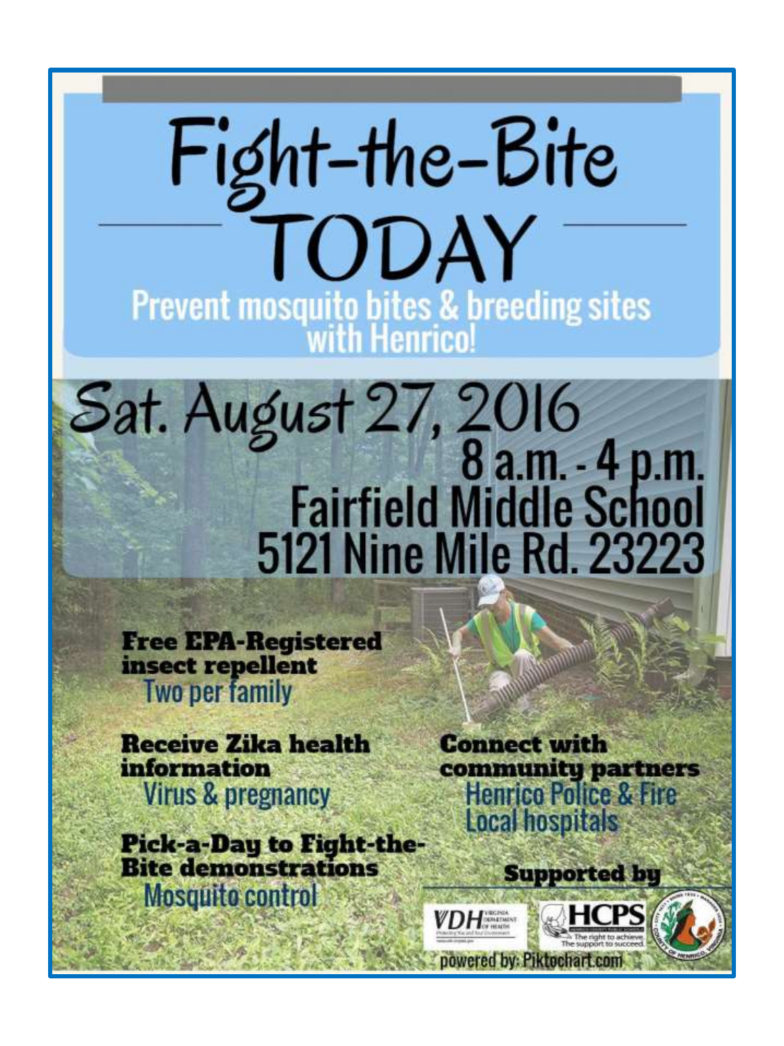# Fight-the-Bite TODAY

## Prevent mosquito bites & breeding sites with Henrico!

## Sat. August 27, 2016

**8 a.m. - 4 p.m.**
**Fairfield Middle School**
**5121 Nine Mile Rd. 23223**

**Free EPA-Registered insect repellent**
Two per family

**Receive Zika health information**
Virus & pregnancy

**Pick-a-Day to Fight-the-Bite demonstrations**
Mosquito control

**Connect with community partners**
Henrico Police & Fire
Local hospitals

**Supported by**

VDH Virginia Department of Health

HCPS — The right to achieve. The support to succeed.

County of Henrico, Virginia

powered by: Piktochart.com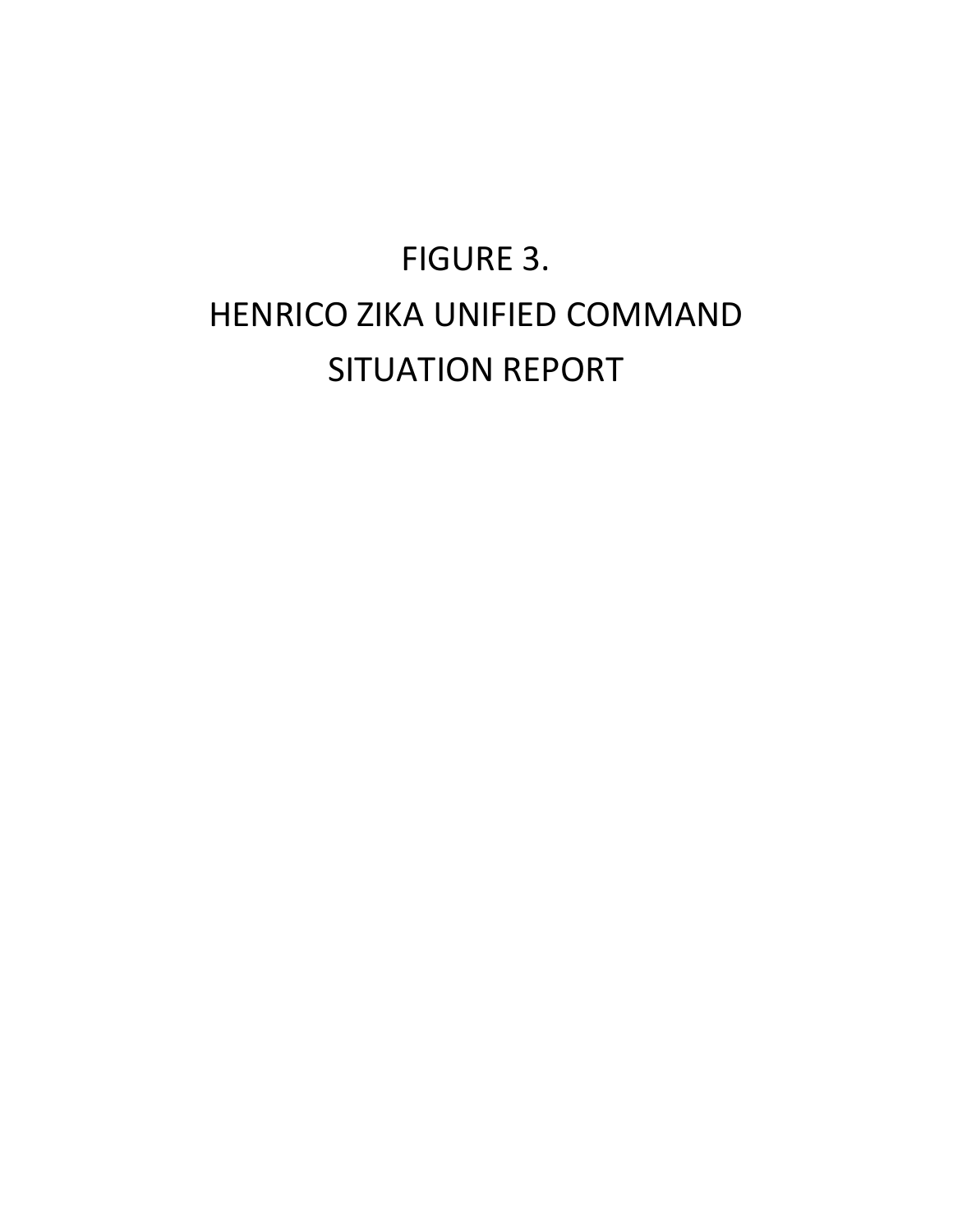# FIGURE 3.

# HENRICO ZIKA UNIFIED COMMAND SITUATION REPORT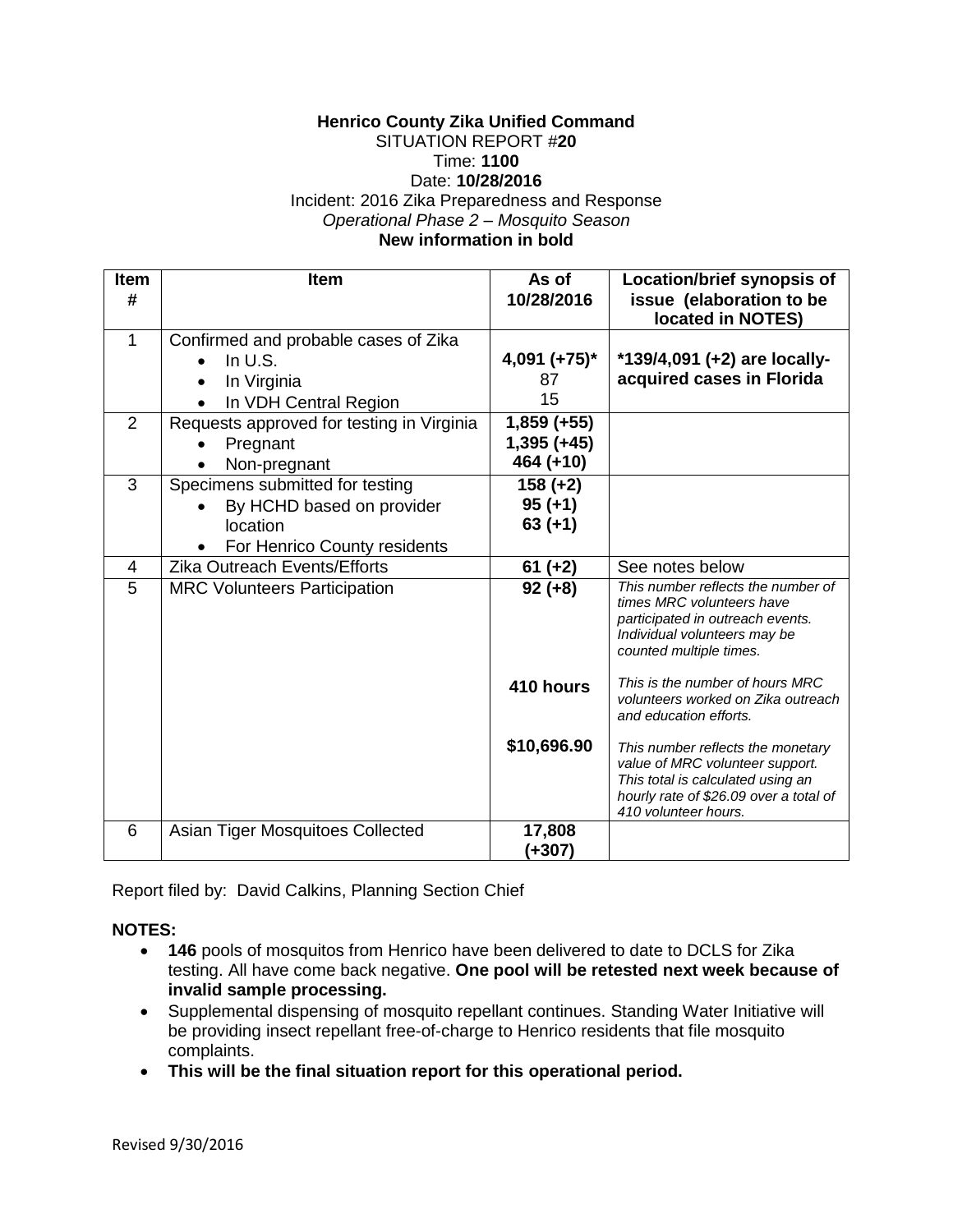**Henrico County Zika Unified Command**
SITUATION REPORT #**20**
Time: **1100**
Date: **10/28/2016**
Incident: 2016 Zika Preparedness and Response
*Operational Phase 2 – Mosquito Season*
**New information in bold**

| Item # | Item | As of 10/28/2016 | Location/brief synopsis of issue (elaboration to be located in NOTES) |
|---|---|---|---|
| 1 | Confirmed and probable cases of Zika<br>• In U.S.<br>• In Virginia<br>• In VDH Central Region | **4,091 (+75)***<br>87<br>15 | ***139/4,091 (+2) are locally-acquired cases in Florida** |
| 2 | Requests approved for testing in Virginia<br>• Pregnant<br>• Non-pregnant | **1,859 (+55)**<br>**1,395 (+45)**<br>**464 (+10)** | |
| 3 | Specimens submitted for testing<br>• By HCHD based on provider location<br>• For Henrico County residents | **158 (+2)**<br>**95 (+1)**<br>**63 (+1)** | |
| 4 | Zika Outreach Events/Efforts | **61 (+2)** | See notes below |
| 5 | MRC Volunteers Participation | **92 (+8)**<br><br>**410 hours**<br><br>**$10,696.90** | *This number reflects the number of times MRC volunteers have participated in outreach events. Individual volunteers may be counted multiple times.*<br><br>*This is the number of hours MRC volunteers worked on Zika outreach and education efforts.*<br><br>*This number reflects the monetary value of MRC volunteer support. This total is calculated using an hourly rate of $26.09 over a total of 410 volunteer hours.* |
| 6 | Asian Tiger Mosquitoes Collected | **17,808 (+307)** | |

Report filed by: David Calkins, Planning Section Chief

**NOTES:**

- **146** pools of mosquitos from Henrico have been delivered to date to DCLS for Zika testing. All have come back negative. **One pool will be retested next week because of invalid sample processing.**
- Supplemental dispensing of mosquito repellant continues. Standing Water Initiative will be providing insect repellant free-of-charge to Henrico residents that file mosquito complaints.
- **This will be the final situation report for this operational period.**

Revised 9/30/2016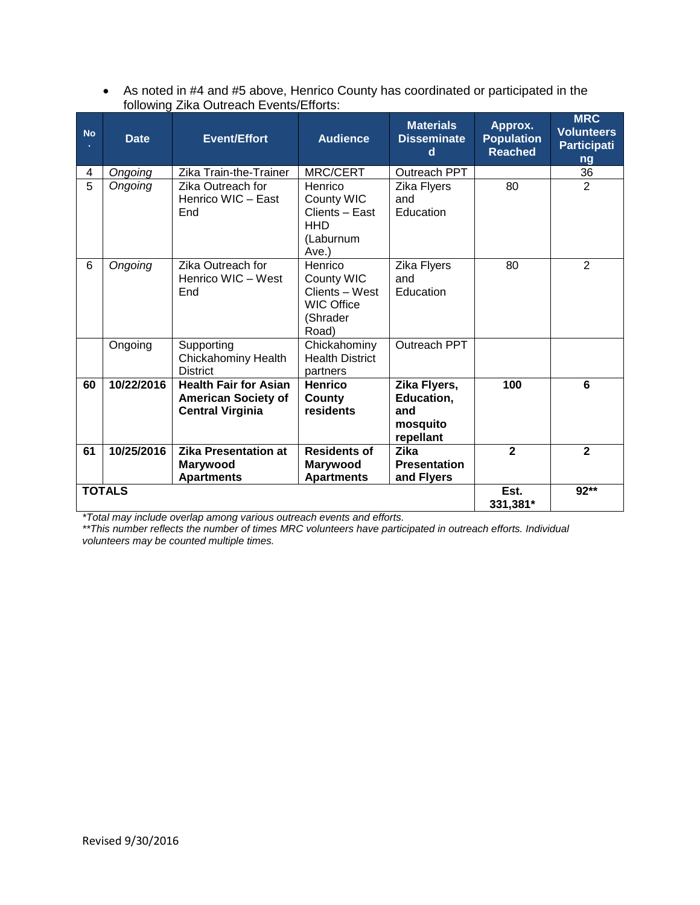- As noted in #4 and #5 above, Henrico County has coordinated or participated in the following Zika Outreach Events/Efforts:

| No. | Date | Event/Effort | Audience | Materials Disseminated | Approx. Population Reached | MRC Volunteers Participating |
|---|---|---|---|---|---|---|
| 4 | *Ongoing* | Zika Train-the-Trainer | MRC/CERT | Outreach PPT | | 36 |
| 5 | *Ongoing* | Zika Outreach for Henrico WIC – East End | Henrico County WIC Clients – East HHD (Laburnum Ave.) | Zika Flyers and Education | 80 | 2 |
| 6 | *Ongoing* | Zika Outreach for Henrico WIC – West End | Henrico County WIC Clients – West WIC Office (Shrader Road) | Zika Flyers and Education | 80 | 2 |
| | Ongoing | Supporting Chickahominy Health District | Chickahominy Health District partners | Outreach PPT | | |
| **60** | **10/22/2016** | **Health Fair for Asian American Society of Central Virginia** | **Henrico County residents** | **Zika Flyers, Education, and mosquito repellant** | **100** | **6** |
| **61** | **10/25/2016** | **Zika Presentation at Marywood Apartments** | **Residents of Marywood Apartments** | **Zika Presentation and Flyers** | **2** | **2** |
| **TOTALS** | | | | | **Est. 331,381*** | **92**** |

*\*Total may include overlap among various outreach events and efforts.*
*\*\*This number reflects the number of times MRC volunteers have participated in outreach efforts. Individual volunteers may be counted multiple times.*

Revised 9/30/2016